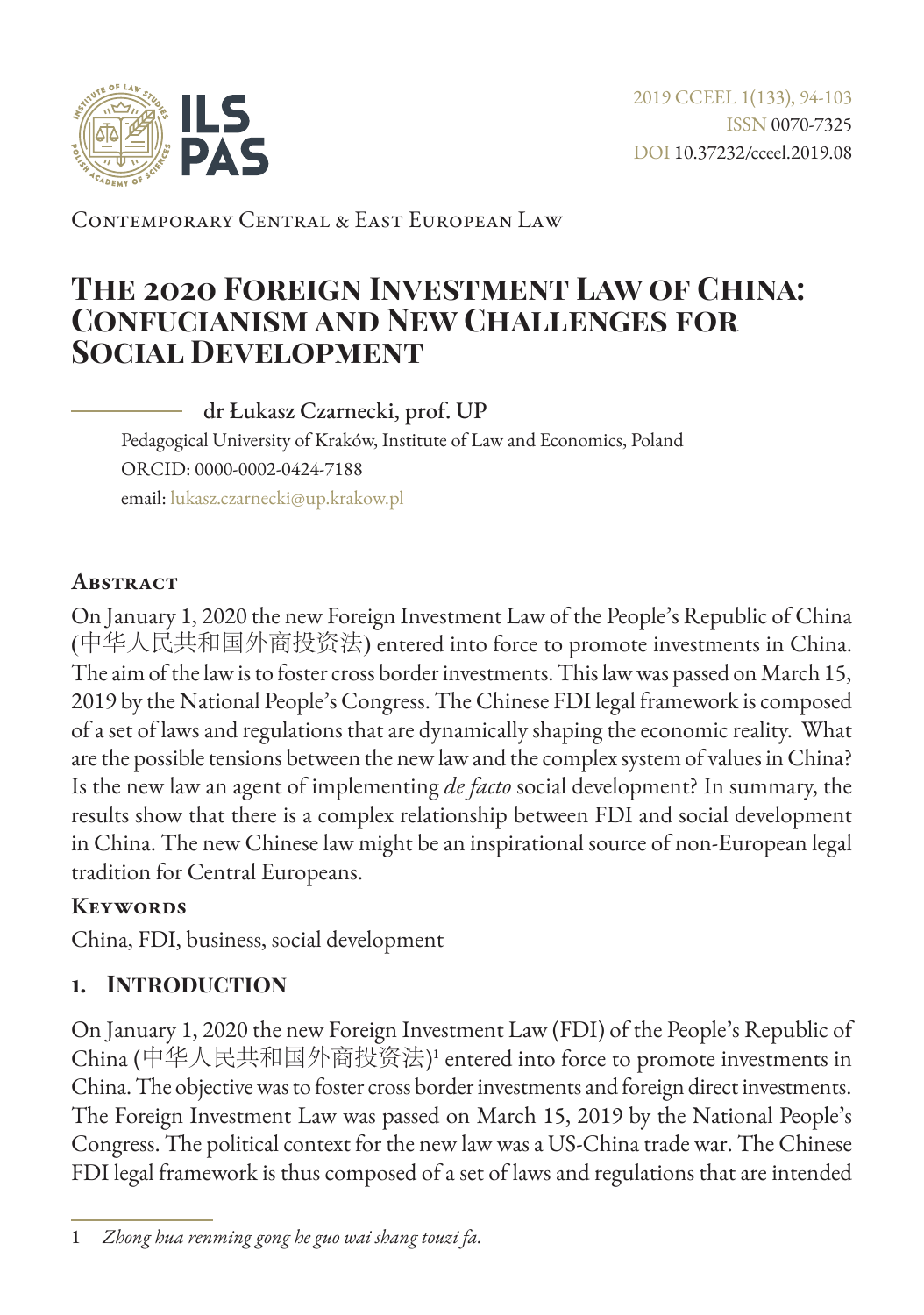Contemporary Central & East European Law

# The 2020 Foreign Investment Law of China: Confucianism and New Challenges for Social Development

dr Łukasz Czarnecki, prof. UP

Pedagogical University of Kraków, Institute of Law and Economics, Poland

ORCID: 0000-0002-0424-7188

email: lukasz.czarnecki@up.krakow.pl

## Abstract

On January 1, 2020 the new Foreign Investment Law of the People's Republic of China (中华人民共和国外商投资法) entered into force to promote investments in China. The aim of the law is to foster cross border investments. This law was passed on March 15, 2019 by the National People's Congress. The Chinese FDI legal framework is composed of a set of laws and regulations that are dynamically shaping the economic reality. What are the possible tensions between the new law and the complex system of values in China? Is the new law an agent of implementing *de facto* social development? In summary, the results show that there is a complex relationship between FDI and social development in China. The new Chinese law might be an inspirational source of non-European legal tradition for Central Europeans.

## Keywords

China, FDI, business, social development

## 1. Introduction

On January 1, 2020 the new Foreign Investment Law (FDI) of the People's Republic of China (中华人民共和国外商投资法)[1] entered into force to promote investments in China. The objective was to foster cross border investments and foreign direct investments. The Foreign Investment Law was passed on March 15, 2019 by the National People's Congress. The political context for the new law was a US-China trade war. The Chinese FDI legal framework is thus composed of a set of laws and regulations that are intended

1 *Zhong hua renming gong he guo wai shang touzi fa.*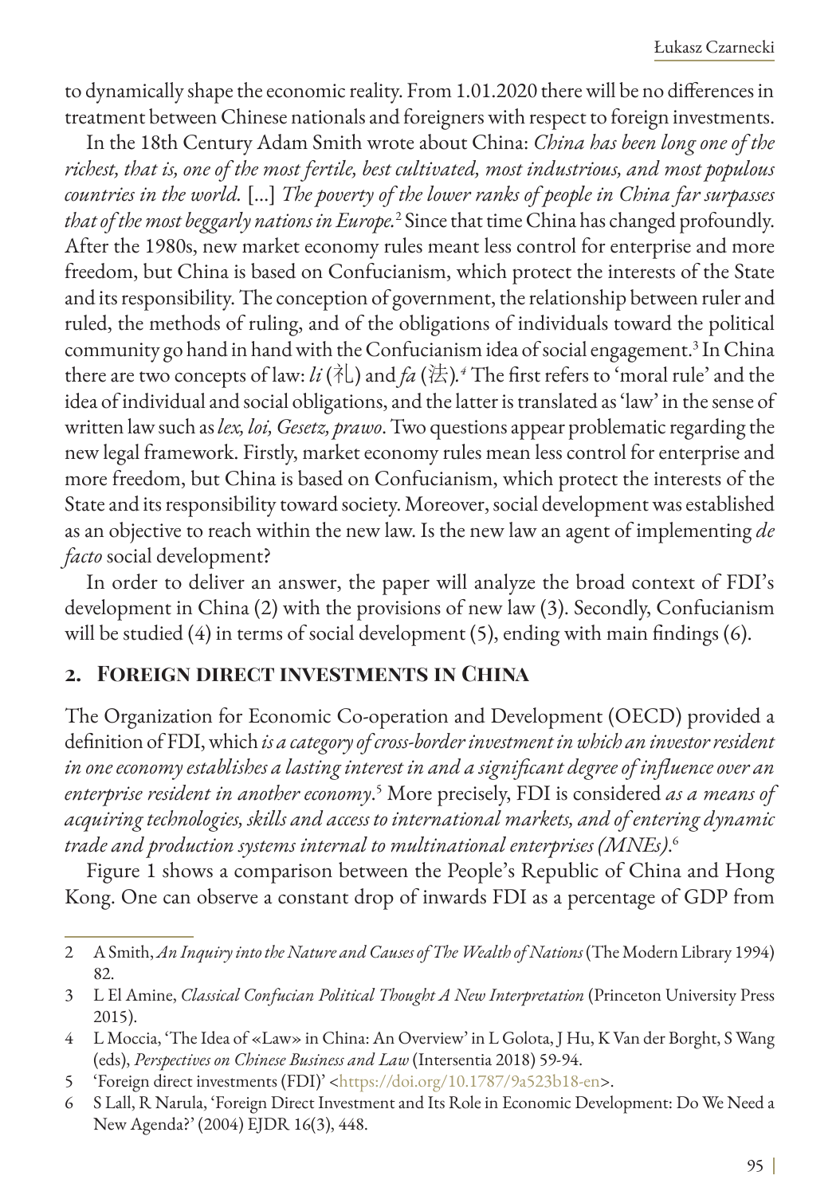to dynamically shape the economic reality. From 1.01.2020 there will be no differences in treatment between Chinese nationals and foreigners with respect to foreign investments.

In the 18th Century Adam Smith wrote about China: *China has been long one of the richest, that is, one of the most fertile, best cultivated, most industrious, and most populous countries in the world.* [...] *The poverty of the lower ranks of people in China far surpasses that of the most beggarly nations in Europe.*[2] Since that time China has changed profoundly. After the 1980s, new market economy rules meant less control for enterprise and more freedom, but China is based on Confucianism, which protect the interests of the State and its responsibility. The conception of government, the relationship between ruler and ruled, the methods of ruling, and of the obligations of individuals toward the political community go hand in hand with the Confucianism idea of social engagement.[3] In China there are two concepts of law: *li* (礼) and *fa* (法).[4] The first refers to 'moral rule' and the idea of individual and social obligations, and the latter is translated as 'law' in the sense of written law such as *lex, loi, Gesetz, prawo*. Two questions appear problematic regarding the new legal framework. Firstly, market economy rules mean less control for enterprise and more freedom, but China is based on Confucianism, which protect the interests of the State and its responsibility toward society. Moreover, social development was established as an objective to reach within the new law. Is the new law an agent of implementing *de facto* social development?

In order to deliver an answer, the paper will analyze the broad context of FDI's development in China (2) with the provisions of new law (3). Secondly, Confucianism will be studied (4) in terms of social development (5), ending with main findings (6).

## 2. Foreign direct investments in China

The Organization for Economic Co-operation and Development (OECD) provided a definition of FDI, which *is a category of cross-border investment in which an investor resident in one economy establishes a lasting interest in and a significant degree of influence over an enterprise resident in another economy*.[5] More precisely, FDI is considered *as a means of acquiring technologies, skills and access to international markets, and of entering dynamic trade and production systems internal to multinational enterprises (MNEs)*.[6]

Figure 1 shows a comparison between the People's Republic of China and Hong Kong. One can observe a constant drop of inwards FDI as a percentage of GDP from

---

2 A Smith, *An Inquiry into the Nature and Causes of The Wealth of Nations* (The Modern Library 1994) 82.

3 L El Amine, *Classical Confucian Political Thought A New Interpretation* (Princeton University Press 2015).

4 L Moccia, 'The Idea of «Law» in China: An Overview' in L Golota, J Hu, K Van der Borght, S Wang (eds), *Perspectives on Chinese Business and Law* (Intersentia 2018) 59-94.

5 'Foreign direct investments (FDI)' <https://doi.org/10.1787/9a523b18-en>.

6 S Lall, R Narula, 'Foreign Direct Investment and Its Role in Economic Development: Do We Need a New Agenda?' (2004) EJDR 16(3), 448.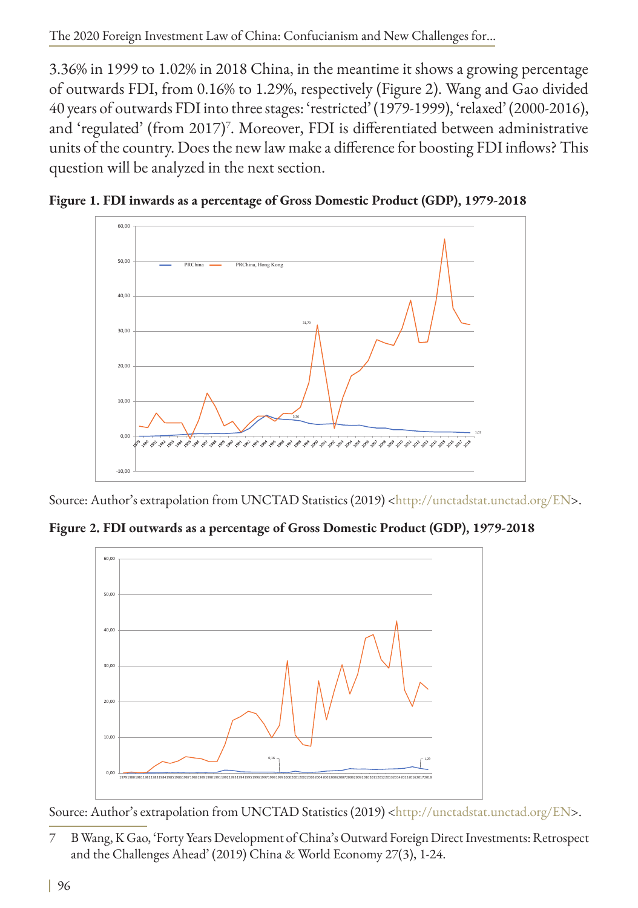3.36% in 1999 to 1.02% in 2018 China, in the meantime it shows a growing percentage of outwards FDI, from 0.16% to 1.29%, respectively (Figure 2). Wang and Gao divided 40 years of outwards FDI into three stages: 'restricted' (1979-1999), 'relaxed' (2000-2016), and 'regulated' (from 2017)[7]. Moreover, FDI is differentiated between administrative units of the country. Does the new law make a difference for boosting FDI inflows? This question will be analyzed in the next section.

**Figure 1. FDI inwards as a percentage of Gross Domestic Product (GDP), 1979-2018**

Source: Author's extrapolation from UNCTAD Statistics (2019) <http://unctadstat.unctad.org/EN>.

**Figure 2. FDI outwards as a percentage of Gross Domestic Product (GDP), 1979-2018**

Source: Author's extrapolation from UNCTAD Statistics (2019) <http://unctadstat.unctad.org/EN>.

7 B Wang, K Gao, 'Forty Years Development of China's Outward Foreign Direct Investments: Retrospect and the Challenges Ahead' (2019) China & World Economy 27(3), 1-24.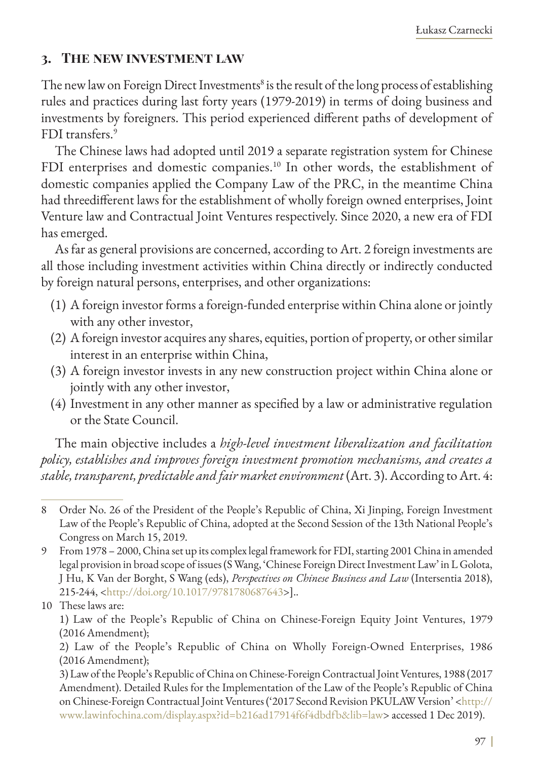## 3. The new investment law

The new law on Foreign Direct Investments[8] is the result of the long process of establishing rules and practices during last forty years (1979-2019) in terms of doing business and investments by foreigners. This period experienced different paths of development of FDI transfers.[9]

The Chinese laws had adopted until 2019 a separate registration system for Chinese FDI enterprises and domestic companies.[10] In other words, the establishment of domestic companies applied the Company Law of the PRC, in the meantime China had threedifferent laws for the establishment of wholly foreign owned enterprises, Joint Venture law and Contractual Joint Ventures respectively. Since 2020, a new era of FDI has emerged.

As far as general provisions are concerned, according to Art. 2 foreign investments are all those including investment activities within China directly or indirectly conducted by foreign natural persons, enterprises, and other organizations:

(1) A foreign investor forms a foreign-funded enterprise within China alone or jointly with any other investor,
(2) A foreign investor acquires any shares, equities, portion of property, or other similar interest in an enterprise within China,
(3) A foreign investor invests in any new construction project within China alone or jointly with any other investor,
(4) Investment in any other manner as specified by a law or administrative regulation or the State Council.

The main objective includes a *high-level investment liberalization and facilitation policy, establishes and improves foreign investment promotion mechanisms, and creates a stable, transparent, predictable and fair market environment* (Art. 3). According to Art. 4:

---

8 Order No. 26 of the President of the People's Republic of China, Xi Jinping, Foreign Investment Law of the People's Republic of China, adopted at the Second Session of the 13th National People's Congress on March 15, 2019.

9 From 1978 – 2000, China set up its complex legal framework for FDI, starting 2001 China in amended legal provision in broad scope of issues (S Wang, 'Chinese Foreign Direct Investment Law' in L Golota, J Hu, K Van der Borght, S Wang (eds), *Perspectives on Chinese Business and Law* (Intersentia 2018), 215-244, <http://doi.org/10.1017/9781780687643>]..

10 These laws are:
1) Law of the People's Republic of China on Chinese-Foreign Equity Joint Ventures, 1979 (2016 Amendment);
2) Law of the People's Republic of China on Wholly Foreign-Owned Enterprises, 1986 (2016 Amendment);
3) Law of the People's Republic of China on Chinese-Foreign Contractual Joint Ventures, 1988 (2017 Amendment). Detailed Rules for the Implementation of the Law of the People's Republic of China on Chinese-Foreign Contractual Joint Ventures ('2017 Second Revision PKULAW Version' <http://www.lawinfochina.com/display.aspx?id=b216ad17914f6f4dbdfb&lib=law> accessed 1 Dec 2019).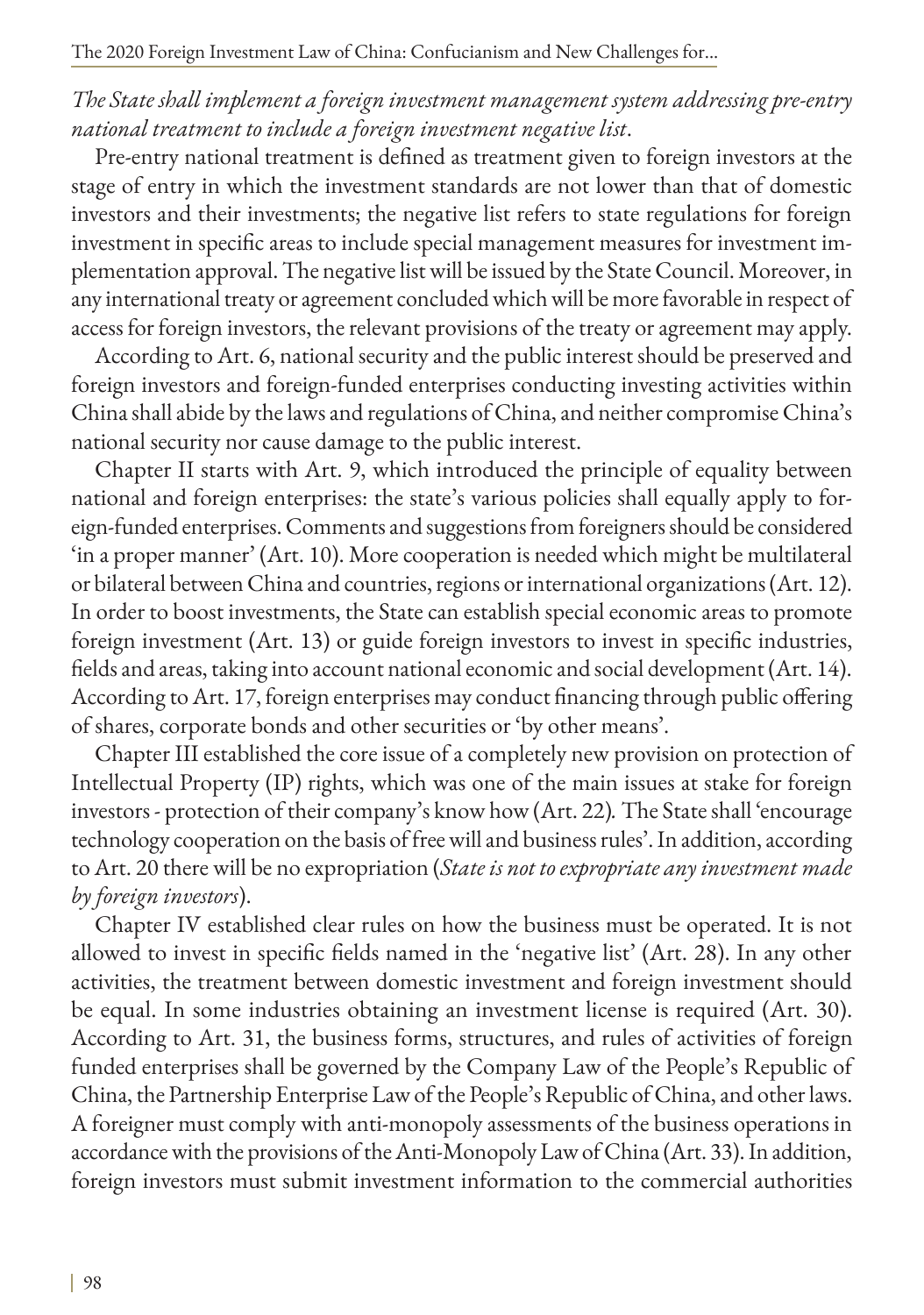*The State shall implement a foreign investment management system addressing pre-entry national treatment to include a foreign investment negative list*.

Pre-entry national treatment is defined as treatment given to foreign investors at the stage of entry in which the investment standards are not lower than that of domestic investors and their investments; the negative list refers to state regulations for foreign investment in specific areas to include special management measures for investment implementation approval. The negative list will be issued by the State Council. Moreover, in any international treaty or agreement concluded which will be more favorable in respect of access for foreign investors, the relevant provisions of the treaty or agreement may apply.

According to Art. 6, national security and the public interest should be preserved and foreign investors and foreign-funded enterprises conducting investing activities within China shall abide by the laws and regulations of China, and neither compromise China's national security nor cause damage to the public interest.

Chapter II starts with Art. 9, which introduced the principle of equality between national and foreign enterprises: the state's various policies shall equally apply to foreign-funded enterprises. Comments and suggestions from foreigners should be considered 'in a proper manner' (Art. 10). More cooperation is needed which might be multilateral or bilateral between China and countries, regions or international organizations (Art. 12). In order to boost investments, the State can establish special economic areas to promote foreign investment (Art. 13) or guide foreign investors to invest in specific industries, fields and areas, taking into account national economic and social development (Art. 14). According to Art. 17, foreign enterprises may conduct financing through public offering of shares, corporate bonds and other securities or 'by other means'.

Chapter III established the core issue of a completely new provision on protection of Intellectual Property (IP) rights, which was one of the main issues at stake for foreign investors - protection of their company's know how (Art. 22). The State shall 'encourage technology cooperation on the basis of free will and business rules'. In addition, according to Art. 20 there will be no expropriation (*State is not to expropriate any investment made by foreign investors*).

Chapter IV established clear rules on how the business must be operated. It is not allowed to invest in specific fields named in the 'negative list' (Art. 28). In any other activities, the treatment between domestic investment and foreign investment should be equal. In some industries obtaining an investment license is required (Art. 30). According to Art. 31, the business forms, structures, and rules of activities of foreign funded enterprises shall be governed by the Company Law of the People's Republic of China, the Partnership Enterprise Law of the People's Republic of China, and other laws. A foreigner must comply with anti-monopoly assessments of the business operations in accordance with the provisions of the Anti-Monopoly Law of China (Art. 33). In addition, foreign investors must submit investment information to the commercial authorities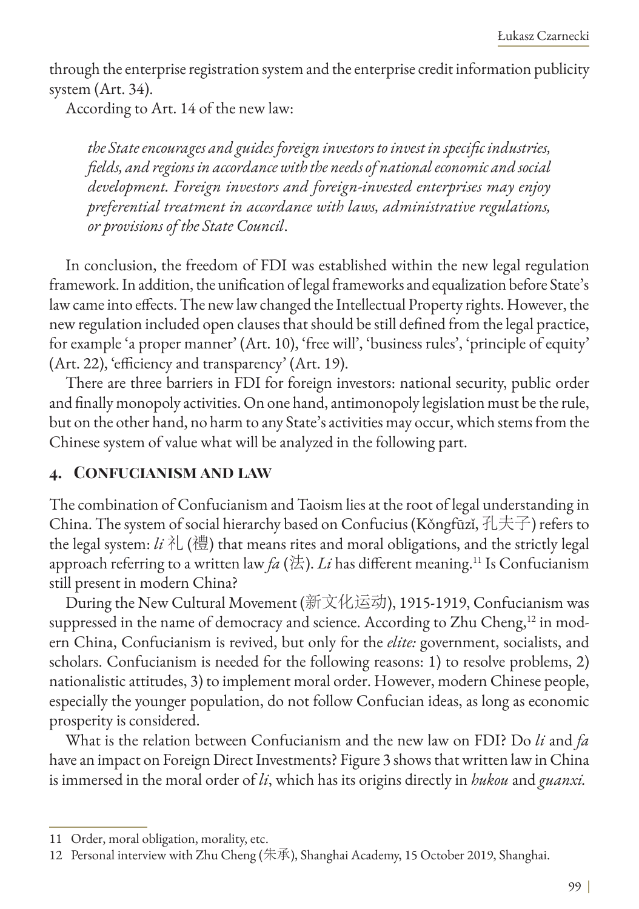through the enterprise registration system and the enterprise credit information publicity system (Art. 34).

According to Art. 14 of the new law:

> *the State encourages and guides foreign investors to invest in specific industries, fields, and regions in accordance with the needs of national economic and social development. Foreign investors and foreign-invested enterprises may enjoy preferential treatment in accordance with laws, administrative regulations, or provisions of the State Council*.

In conclusion, the freedom of FDI was established within the new legal regulation framework. In addition, the unification of legal frameworks and equalization before State's law came into effects. The new law changed the Intellectual Property rights. However, the new regulation included open clauses that should be still defined from the legal practice, for example 'a proper manner' (Art. 10), 'free will', 'business rules', 'principle of equity' (Art. 22), 'efficiency and transparency' (Art. 19).

There are three barriers in FDI for foreign investors: national security, public order and finally monopoly activities. On one hand, antimonopoly legislation must be the rule, but on the other hand, no harm to any State's activities may occur, which stems from the Chinese system of value what will be analyzed in the following part.

## 4. Confucianism and law

The combination of Confucianism and Taoism lies at the root of legal understanding in China. The system of social hierarchy based on Confucius (Kǒngfūzǐ, 孔夫子) refers to the legal system: *li* 礼 (禮) that means rites and moral obligations, and the strictly legal approach referring to a written law *fa* (法). *Li* has different meaning.[11] Is Confucianism still present in modern China?

During the New Cultural Movement (新文化运动), 1915-1919, Confucianism was suppressed in the name of democracy and science. According to Zhu Cheng,[12] in modern China, Confucianism is revived, but only for the *elite:* government, socialists, and scholars. Confucianism is needed for the following reasons: 1) to resolve problems, 2) nationalistic attitudes, 3) to implement moral order. However, modern Chinese people, especially the younger population, do not follow Confucian ideas, as long as economic prosperity is considered.

What is the relation between Confucianism and the new law on FDI? Do *li* and *fa* have an impact on Foreign Direct Investments? Figure 3 shows that written law in China is immersed in the moral order of *li*, which has its origins directly in *hukou* and *guanxi*.

---

11 Order, moral obligation, morality, etc.

12 Personal interview with Zhu Cheng (朱承), Shanghai Academy, 15 October 2019, Shanghai.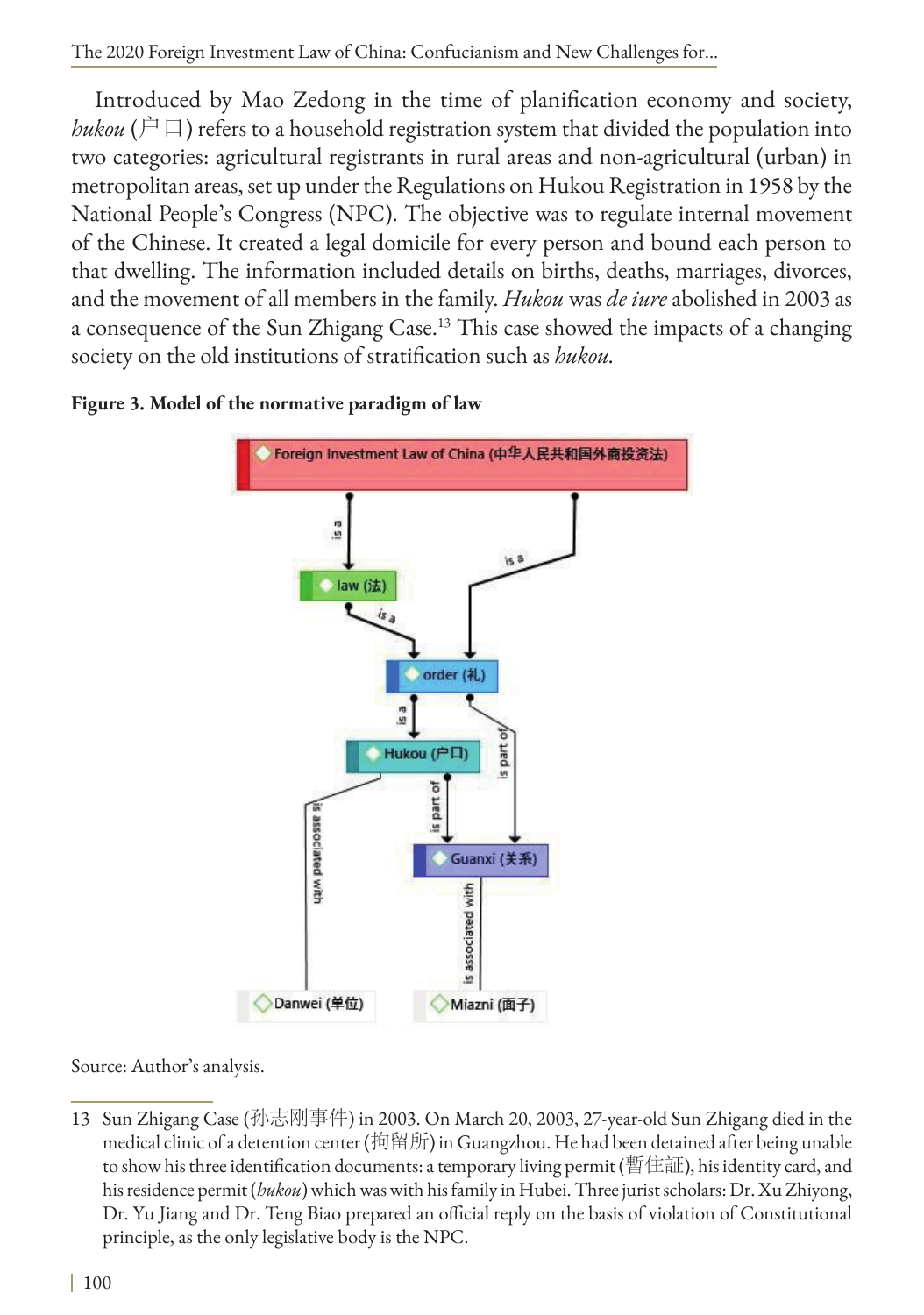Introduced by Mao Zedong in the time of planification economy and society, *hukou* (户口) refers to a household registration system that divided the population into two categories: agricultural registrants in rural areas and non-agricultural (urban) in metropolitan areas, set up under the Regulations on Hukou Registration in 1958 by the National People's Congress (NPC). The objective was to regulate internal movement of the Chinese. It created a legal domicile for every person and bound each person to that dwelling. The information included details on births, deaths, marriages, divorces, and the movement of all members in the family. *Hukou* was *de iure* abolished in 2003 as a consequence of the Sun Zhigang Case.[13] This case showed the impacts of a changing society on the old institutions of stratification such as *hukou*.

**Figure 3. Model of the normative paradigm of law**

Source: Author's analysis.

---

13 Sun Zhigang Case (孙志刚事件) in 2003. On March 20, 2003, 27-year-old Sun Zhigang died in the medical clinic of a detention center (拘留所) in Guangzhou. He had been detained after being unable to show his three identification documents: a temporary living permit (暫住証), his identity card, and his residence permit (*hukou*) which was with his family in Hubei. Three jurist scholars: Dr. Xu Zhiyong, Dr. Yu Jiang and Dr. Teng Biao prepared an official reply on the basis of violation of Constitutional principle, as the only legislative body is the NPC.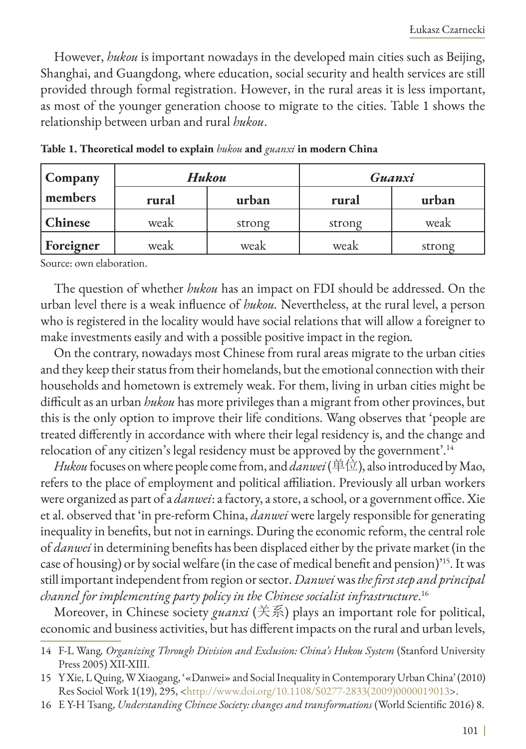However, *hukou* is important nowadays in the developed main cities such as Beijing, Shanghai, and Guangdong, where education, social security and health services are still provided through formal registration. However, in the rural areas it is less important, as most of the younger generation choose to migrate to the cities. Table 1 shows the relationship between urban and rural *hukou*.

**Table 1. Theoretical model to explain *hukou* and *guanxi* in modern China**

| Company members | *Hukou* | | *Guanxi* | |
|---|---|---|---|---|
| | **rural** | **urban** | **rural** | **urban** |
| **Chinese** | weak | strong | strong | weak |
| **Foreigner** | weak | weak | weak | strong |

Source: own elaboration.

The question of whether *hukou* has an impact on FDI should be addressed. On the urban level there is a weak influence of *hukou*. Nevertheless, at the rural level, a person who is registered in the locality would have social relations that will allow a foreigner to make investments easily and with a possible positive impact in the region.

On the contrary, nowadays most Chinese from rural areas migrate to the urban cities and they keep their status from their homelands, but the emotional connection with their households and hometown is extremely weak. For them, living in urban cities might be difficult as an urban *hukou* has more privileges than a migrant from other provinces, but this is the only option to improve their life conditions. Wang observes that 'people are treated differently in accordance with where their legal residency is, and the change and relocation of any citizen's legal residency must be approved by the government'.[14]

*Hukou* focuses on where people come from, and *danwei* (单位), also introduced by Mao, refers to the place of employment and political affiliation. Previously all urban workers were organized as part of a *danwei*: a factory, a store, a school, or a government office. Xie et al. observed that 'in pre-reform China, *danwei* were largely responsible for generating inequality in benefits, but not in earnings. During the economic reform, the central role of *danwei* in determining benefits has been displaced either by the private market (in the case of housing) or by social welfare (in the case of medical benefit and pension)'[15]. It was still important independent from region or sector. *Danwei* was *the first step and principal channel for implementing party policy in the Chinese socialist infrastructure*.[16]

Moreover, in Chinese society *guanxi* (关系) plays an important role for political, economic and business activities, but has different impacts on the rural and urban levels,

---

14 F-L Wang, *Organizing Through Division and Exclusion: China's Hukou System* (Stanford University Press 2005) XII-XIII.

15 Y Xie, L Quing, W Xiaogang, '«Danwei» and Social Inequality in Contemporary Urban China' (2010) Res Sociol Work 1(19), 295, <http://www.doi.org/10.1108/S0277-2833(2009)0000019013>.

16 E Y-H Tsang, *Understanding Chinese Society: changes and transformations* (World Scientific 2016) 8.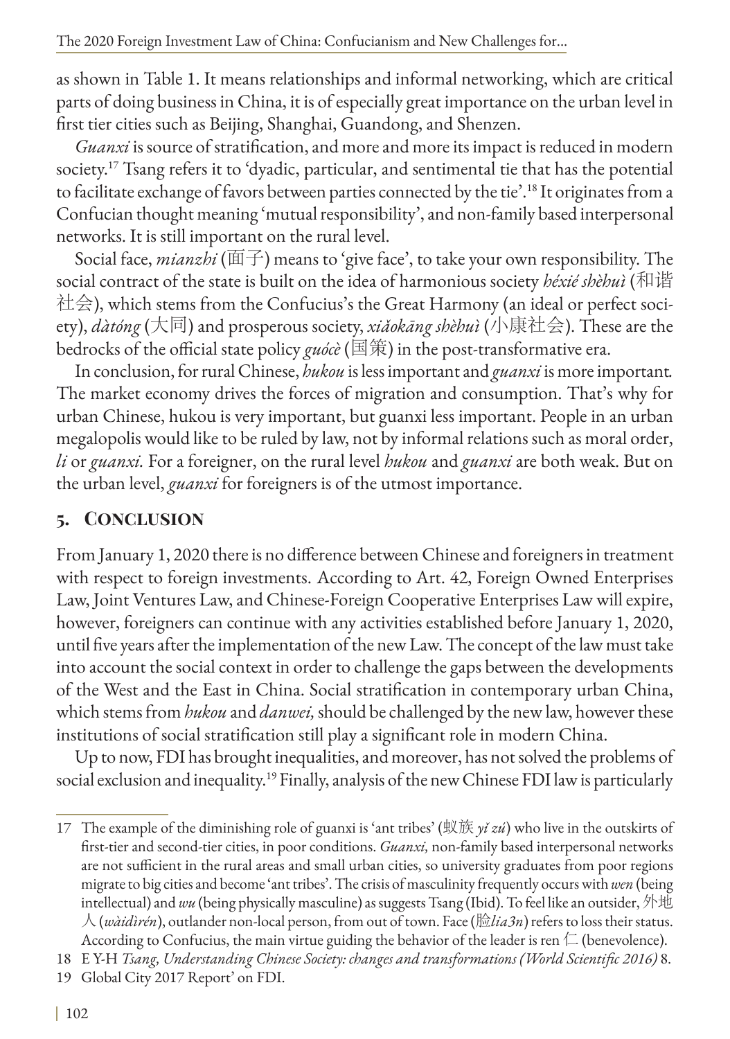as shown in Table 1. It means relationships and informal networking, which are critical parts of doing business in China, it is of especially great importance on the urban level in first tier cities such as Beijing, Shanghai, Guandong, and Shenzen.

*Guanxi* is source of stratification, and more and more its impact is reduced in modern society.[17] Tsang refers it to 'dyadic, particular, and sentimental tie that has the potential to facilitate exchange of favors between parties connected by the tie'.[18] It originates from a Confucian thought meaning 'mutual responsibility', and non-family based interpersonal networks. It is still important on the rural level.

Social face, *mianzhi* (面子) means to 'give face', to take your own responsibility. The social contract of the state is built on the idea of harmonious society *héxié shèhuì* (和谐社会), which stems from the Confucius's the Great Harmony (an ideal or perfect society), *dàtóng* (大同) and prosperous society, *xiǎokāng shèhuì* (小康社会). These are the bedrocks of the official state policy *guócè* (国策) in the post-transformative era.

In conclusion, for rural Chinese, *hukou* is less important and *guanxi* is more important. The market economy drives the forces of migration and consumption. That's why for urban Chinese, hukou is very important, but guanxi less important. People in an urban megalopolis would like to be ruled by law, not by informal relations such as moral order, *li* or *guanxi*. For a foreigner, on the rural level *hukou* and *guanxi* are both weak. But on the urban level, *guanxi* for foreigners is of the utmost importance.

## 5. Conclusion

From January 1, 2020 there is no difference between Chinese and foreigners in treatment with respect to foreign investments. According to Art. 42, Foreign Owned Enterprises Law, Joint Ventures Law, and Chinese-Foreign Cooperative Enterprises Law will expire, however, foreigners can continue with any activities established before January 1, 2020, until five years after the implementation of the new Law. The concept of the law must take into account the social context in order to challenge the gaps between the developments of the West and the East in China. Social stratification in contemporary urban China, which stems from *hukou* and *danwei,* should be challenged by the new law, however these institutions of social stratification still play a significant role in modern China.

Up to now, FDI has brought inequalities, and moreover, has not solved the problems of social exclusion and inequality.[19] Finally, analysis of the new Chinese FDI law is particularly

---

17 The example of the diminishing role of guanxi is 'ant tribes' (蚁族 *yǐ zú*) who live in the outskirts of first-tier and second-tier cities, in poor conditions. *Guanxi,* non-family based interpersonal networks are not sufficient in the rural areas and small urban cities, so university graduates from poor regions migrate to big cities and become 'ant tribes'. The crisis of masculinity frequently occurs with *wen* (being intellectual) and *wu* (being physically masculine) as suggests Tsang (Ibid). To feel like an outsider, 外地人 (*wàidìrén*), outlander non-local person, from out of town. Face (脸*lia3n*) refers to loss their status. According to Confucius, the main virtue guiding the behavior of the leader is ren 仁 (benevolence).

18 E Y-H *Tsang, Understanding Chinese Society: changes and transformations (World Scientific 2016)* 8.

19 Global City 2017 Report' on FDI.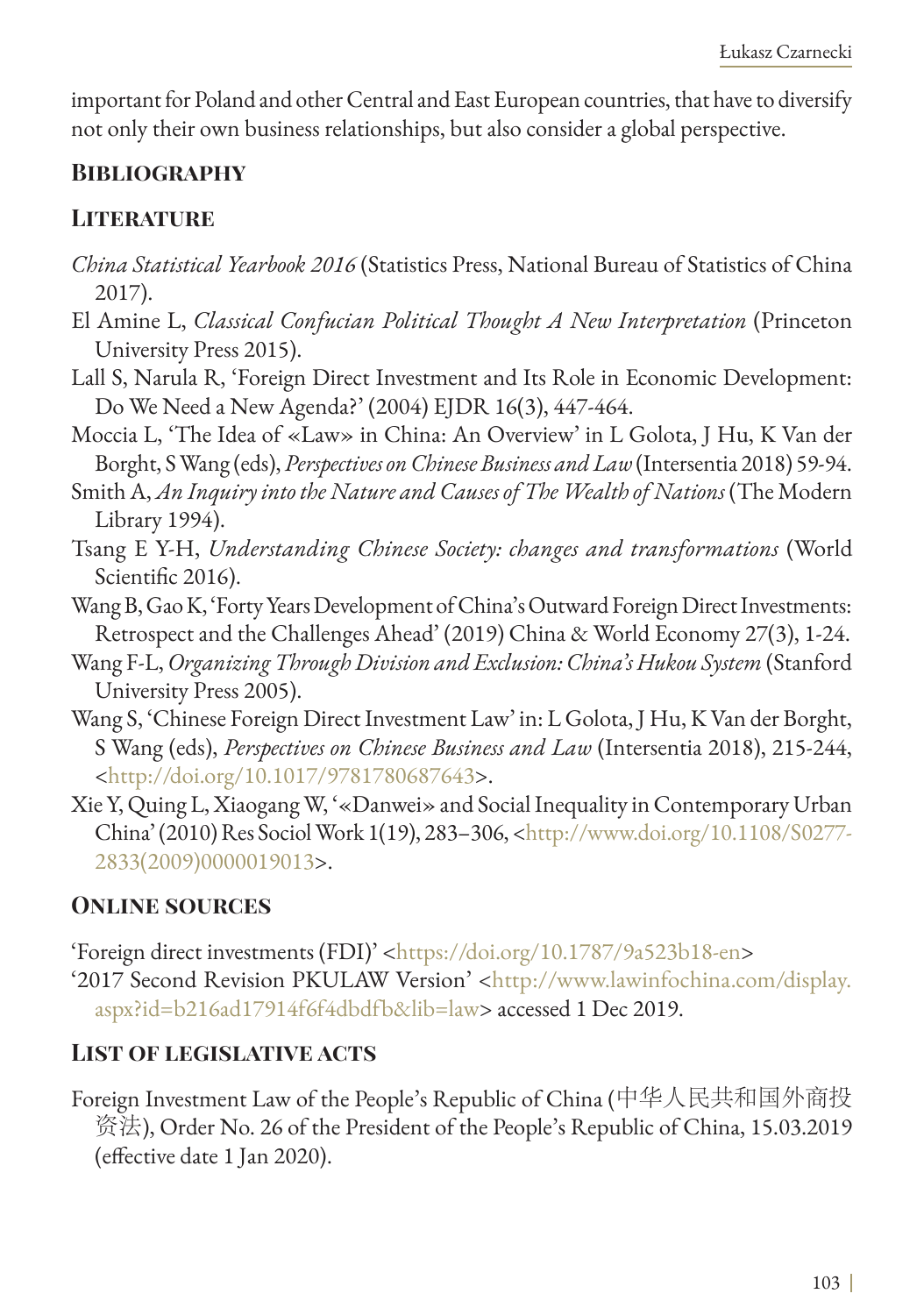important for Poland and other Central and East European countries, that have to diversify not only their own business relationships, but also consider a global perspective.

## Bibliography

### Literature

*China Statistical Yearbook 2016* (Statistics Press, National Bureau of Statistics of China 2017).

El Amine L, *Classical Confucian Political Thought A New Interpretation* (Princeton University Press 2015).

Lall S, Narula R, 'Foreign Direct Investment and Its Role in Economic Development: Do We Need a New Agenda?' (2004) EJDR 16(3), 447-464.

Moccia L, 'The Idea of «Law» in China: An Overview' in L Golota, J Hu, K Van der Borght, S Wang (eds), *Perspectives on Chinese Business and Law* (Intersentia 2018) 59-94.

Smith A, *An Inquiry into the Nature and Causes of The Wealth of Nations* (The Modern Library 1994).

Tsang E Y-H, *Understanding Chinese Society: changes and transformations* (World Scientific 2016).

Wang B, Gao K, 'Forty Years Development of China's Outward Foreign Direct Investments: Retrospect and the Challenges Ahead' (2019) China & World Economy 27(3), 1-24.

Wang F-L, *Organizing Through Division and Exclusion: China's Hukou System* (Stanford University Press 2005).

Wang S, 'Chinese Foreign Direct Investment Law' in: L Golota, J Hu, K Van der Borght, S Wang (eds), *Perspectives on Chinese Business and Law* (Intersentia 2018), 215-244, <http://doi.org/10.1017/9781780687643>.

Xie Y, Quing L, Xiaogang W, '«Danwei» and Social Inequality in Contemporary Urban China' (2010) Res Sociol Work 1(19), 283–306, <http://www.doi.org/10.1108/S0277-2833(2009)0000019013>.

### Online sources

'Foreign direct investments (FDI)' <https://doi.org/10.1787/9a523b18-en>

'2017 Second Revision PKULAW Version' <http://www.lawinfochina.com/display.aspx?id=b216ad17914f6f4dbdfb&lib=law> accessed 1 Dec 2019.

### List of legislative acts

Foreign Investment Law of the People's Republic of China (中华人民共和国外商投资法), Order No. 26 of the President of the People's Republic of China, 15.03.2019 (effective date 1 Jan 2020).